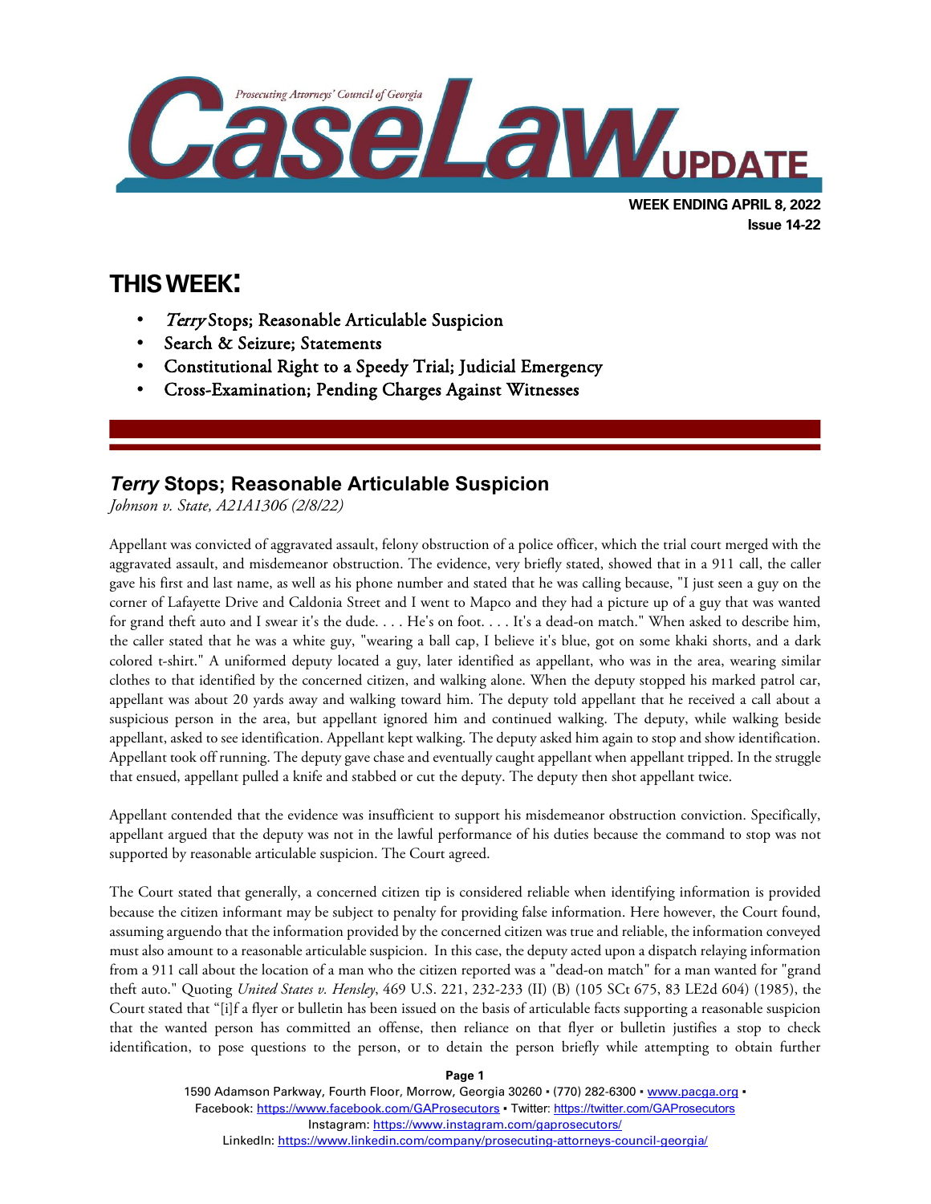# CaseLaw UPDATE

Prosecuting Attorneys' Council of Georgia

**WEEK ENDING APRIL 8, 2022**
**Issue 14-22**

## THIS WEEK:

- *Terry* Stops; Reasonable Articulable Suspicion
- Search & Seizure; Statements
- Constitutional Right to a Speedy Trial; Judicial Emergency
- Cross-Examination; Pending Charges Against Witnesses

## *Terry* Stops; Reasonable Articulable Suspicion

*Johnson v. State, A21A1306 (2/8/22)*

Appellant was convicted of aggravated assault, felony obstruction of a police officer, which the trial court merged with the aggravated assault, and misdemeanor obstruction. The evidence, very briefly stated, showed that in a 911 call, the caller gave his first and last name, as well as his phone number and stated that he was calling because, "I just seen a guy on the corner of Lafayette Drive and Caldonia Street and I went to Mapco and they had a picture up of a guy that was wanted for grand theft auto and I swear it's the dude. . . . He's on foot. . . . It's a dead-on match." When asked to describe him, the caller stated that he was a white guy, "wearing a ball cap, I believe it's blue, got on some khaki shorts, and a dark colored t-shirt." A uniformed deputy located a guy, later identified as appellant, who was in the area, wearing similar clothes to that identified by the concerned citizen, and walking alone. When the deputy stopped his marked patrol car, appellant was about 20 yards away and walking toward him. The deputy told appellant that he received a call about a suspicious person in the area, but appellant ignored him and continued walking. The deputy, while walking beside appellant, asked to see identification. Appellant kept walking. The deputy asked him again to stop and show identification. Appellant took off running. The deputy gave chase and eventually caught appellant when appellant tripped. In the struggle that ensued, appellant pulled a knife and stabbed or cut the deputy. The deputy then shot appellant twice.

Appellant contended that the evidence was insufficient to support his misdemeanor obstruction conviction. Specifically, appellant argued that the deputy was not in the lawful performance of his duties because the command to stop was not supported by reasonable articulable suspicion. The Court agreed.

The Court stated that generally, a concerned citizen tip is considered reliable when identifying information is provided because the citizen informant may be subject to penalty for providing false information. Here however, the Court found, assuming arguendo that the information provided by the concerned citizen was true and reliable, the information conveyed must also amount to a reasonable articulable suspicion. In this case, the deputy acted upon a dispatch relaying information from a 911 call about the location of a man who the citizen reported was a "dead-on match" for a man wanted for "grand theft auto." Quoting *United States v. Hensley*, 469 U.S. 221, 232-233 (II) (B) (105 SCt 675, 83 LE2d 604) (1985), the Court stated that "[i]f a flyer or bulletin has been issued on the basis of articulable facts supporting a reasonable suspicion that the wanted person has committed an offense, then reliance on that flyer or bulletin justifies a stop to check identification, to pose questions to the person, or to detain the person briefly while attempting to obtain further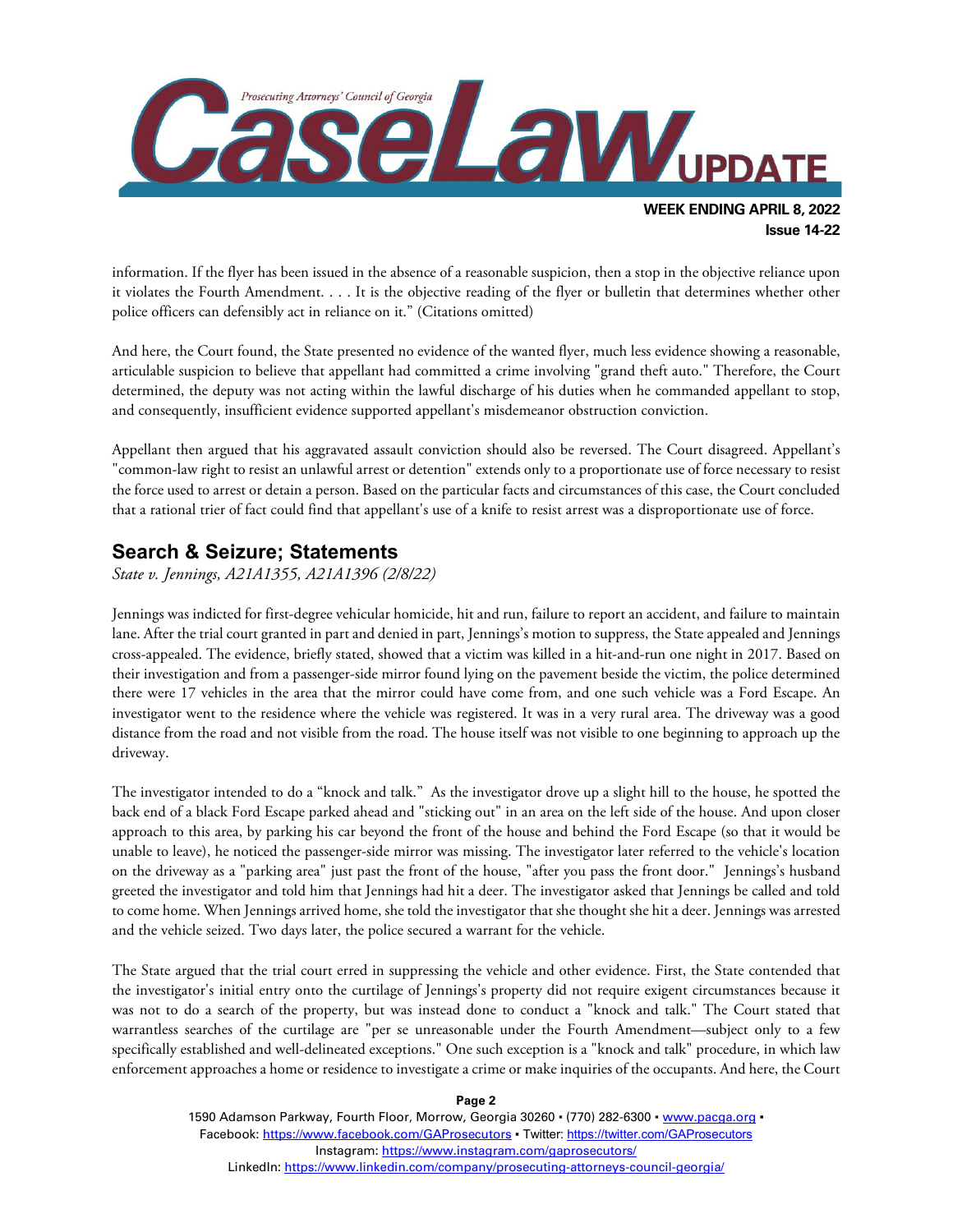information. If the flyer has been issued in the absence of a reasonable suspicion, then a stop in the objective reliance upon it violates the Fourth Amendment. . . . It is the objective reading of the flyer or bulletin that determines whether other police officers can defensibly act in reliance on it." (Citations omitted)

And here, the Court found, the State presented no evidence of the wanted flyer, much less evidence showing a reasonable, articulable suspicion to believe that appellant had committed a crime involving "grand theft auto." Therefore, the Court determined, the deputy was not acting within the lawful discharge of his duties when he commanded appellant to stop, and consequently, insufficient evidence supported appellant's misdemeanor obstruction conviction.

Appellant then argued that his aggravated assault conviction should also be reversed. The Court disagreed. Appellant's "common-law right to resist an unlawful arrest or detention" extends only to a proportionate use of force necessary to resist the force used to arrest or detain a person. Based on the particular facts and circumstances of this case, the Court concluded that a rational trier of fact could find that appellant's use of a knife to resist arrest was a disproportionate use of force.

## Search & Seizure; Statements

*State v. Jennings, A21A1355, A21A1396 (2/8/22)*

Jennings was indicted for first-degree vehicular homicide, hit and run, failure to report an accident, and failure to maintain lane. After the trial court granted in part and denied in part, Jennings's motion to suppress, the State appealed and Jennings cross-appealed. The evidence, briefly stated, showed that a victim was killed in a hit-and-run one night in 2017. Based on their investigation and from a passenger-side mirror found lying on the pavement beside the victim, the police determined there were 17 vehicles in the area that the mirror could have come from, and one such vehicle was a Ford Escape. An investigator went to the residence where the vehicle was registered. It was in a very rural area. The driveway was a good distance from the road and not visible from the road. The house itself was not visible to one beginning to approach up the driveway.

The investigator intended to do a "knock and talk." As the investigator drove up a slight hill to the house, he spotted the back end of a black Ford Escape parked ahead and "sticking out" in an area on the left side of the house. And upon closer approach to this area, by parking his car beyond the front of the house and behind the Ford Escape (so that it would be unable to leave), he noticed the passenger-side mirror was missing. The investigator later referred to the vehicle's location on the driveway as a "parking area" just past the front of the house, "after you pass the front door." Jennings's husband greeted the investigator and told him that Jennings had hit a deer. The investigator asked that Jennings be called and told to come home. When Jennings arrived home, she told the investigator that she thought she hit a deer. Jennings was arrested and the vehicle seized. Two days later, the police secured a warrant for the vehicle.

The State argued that the trial court erred in suppressing the vehicle and other evidence. First, the State contended that the investigator's initial entry onto the curtilage of Jennings's property did not require exigent circumstances because it was not to do a search of the property, but was instead done to conduct a "knock and talk." The Court stated that warrantless searches of the curtilage are "per se unreasonable under the Fourth Amendment—subject only to a few specifically established and well-delineated exceptions." One such exception is a "knock and talk" procedure, in which law enforcement approaches a home or residence to investigate a crime or make inquiries of the occupants. And here, the Court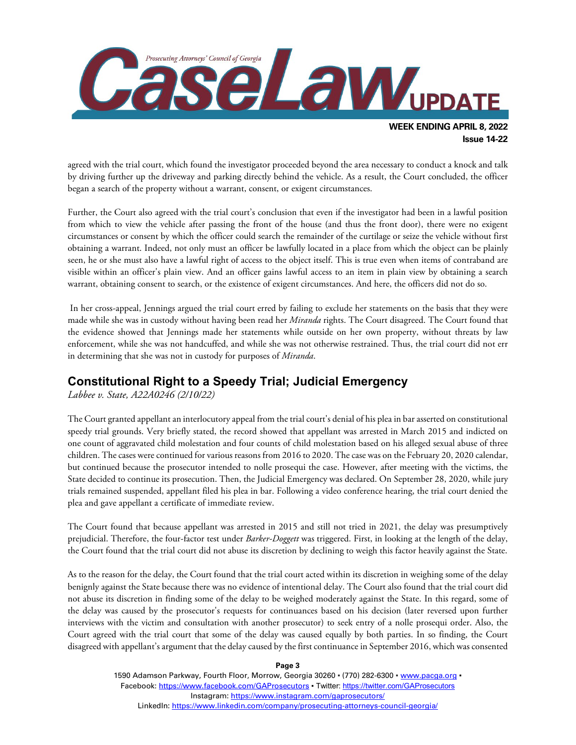agreed with the trial court, which found the investigator proceeded beyond the area necessary to conduct a knock and talk by driving further up the driveway and parking directly behind the vehicle. As a result, the Court concluded, the officer began a search of the property without a warrant, consent, or exigent circumstances.

Further, the Court also agreed with the trial court's conclusion that even if the investigator had been in a lawful position from which to view the vehicle after passing the front of the house (and thus the front door), there were no exigent circumstances or consent by which the officer could search the remainder of the curtilage or seize the vehicle without first obtaining a warrant. Indeed, not only must an officer be lawfully located in a place from which the object can be plainly seen, he or she must also have a lawful right of access to the object itself. This is true even when items of contraband are visible within an officer's plain view. And an officer gains lawful access to an item in plain view by obtaining a search warrant, obtaining consent to search, or the existence of exigent circumstances. And here, the officers did not do so.

In her cross-appeal, Jennings argued the trial court erred by failing to exclude her statements on the basis that they were made while she was in custody without having been read her *Miranda* rights. The Court disagreed. The Court found that the evidence showed that Jennings made her statements while outside on her own property, without threats by law enforcement, while she was not handcuffed, and while she was not otherwise restrained. Thus, the trial court did not err in determining that she was not in custody for purposes of *Miranda*.

## Constitutional Right to a Speedy Trial; Judicial Emergency

*Labbee v. State, A22A0246 (2/10/22)*

The Court granted appellant an interlocutory appeal from the trial court's denial of his plea in bar asserted on constitutional speedy trial grounds. Very briefly stated, the record showed that appellant was arrested in March 2015 and indicted on one count of aggravated child molestation and four counts of child molestation based on his alleged sexual abuse of three children. The cases were continued for various reasons from 2016 to 2020. The case was on the February 20, 2020 calendar, but continued because the prosecutor intended to nolle prosequi the case. However, after meeting with the victims, the State decided to continue its prosecution. Then, the Judicial Emergency was declared. On September 28, 2020, while jury trials remained suspended, appellant filed his plea in bar. Following a video conference hearing, the trial court denied the plea and gave appellant a certificate of immediate review.

The Court found that because appellant was arrested in 2015 and still not tried in 2021, the delay was presumptively prejudicial. Therefore, the four-factor test under *Barker-Doggett* was triggered. First, in looking at the length of the delay, the Court found that the trial court did not abuse its discretion by declining to weigh this factor heavily against the State.

As to the reason for the delay, the Court found that the trial court acted within its discretion in weighing some of the delay benignly against the State because there was no evidence of intentional delay. The Court also found that the trial court did not abuse its discretion in finding some of the delay to be weighed moderately against the State. In this regard, some of the delay was caused by the prosecutor's requests for continuances based on his decision (later reversed upon further interviews with the victim and consultation with another prosecutor) to seek entry of a nolle prosequi order. Also, the Court agreed with the trial court that some of the delay was caused equally by both parties. In so finding, the Court disagreed with appellant's argument that the delay caused by the first continuance in September 2016, which was consented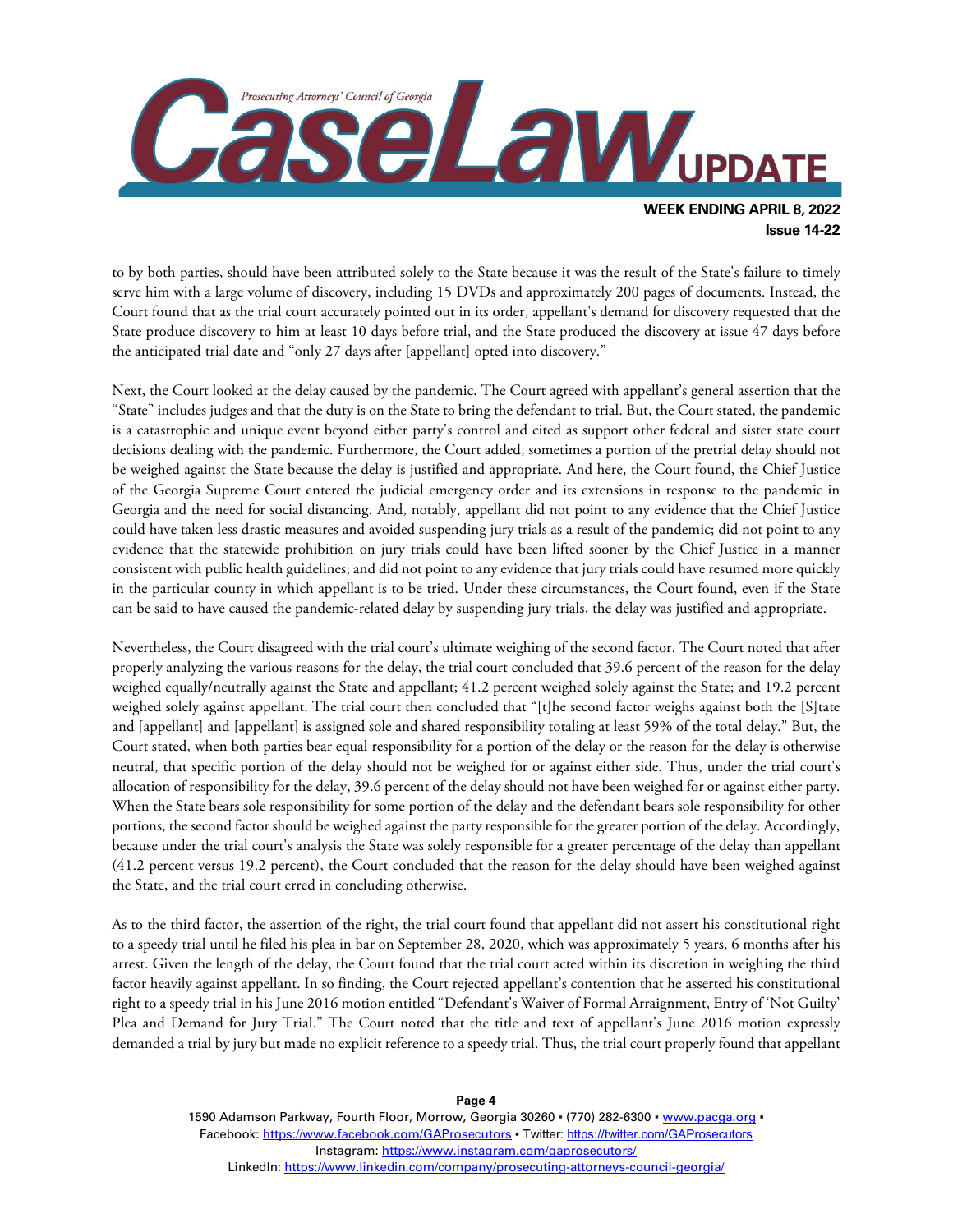to by both parties, should have been attributed solely to the State because it was the result of the State's failure to timely serve him with a large volume of discovery, including 15 DVDs and approximately 200 pages of documents. Instead, the Court found that as the trial court accurately pointed out in its order, appellant's demand for discovery requested that the State produce discovery to him at least 10 days before trial, and the State produced the discovery at issue 47 days before the anticipated trial date and "only 27 days after [appellant] opted into discovery."

Next, the Court looked at the delay caused by the pandemic. The Court agreed with appellant's general assertion that the "State" includes judges and that the duty is on the State to bring the defendant to trial. But, the Court stated, the pandemic is a catastrophic and unique event beyond either party's control and cited as support other federal and sister state court decisions dealing with the pandemic. Furthermore, the Court added, sometimes a portion of the pretrial delay should not be weighed against the State because the delay is justified and appropriate. And here, the Court found, the Chief Justice of the Georgia Supreme Court entered the judicial emergency order and its extensions in response to the pandemic in Georgia and the need for social distancing. And, notably, appellant did not point to any evidence that the Chief Justice could have taken less drastic measures and avoided suspending jury trials as a result of the pandemic; did not point to any evidence that the statewide prohibition on jury trials could have been lifted sooner by the Chief Justice in a manner consistent with public health guidelines; and did not point to any evidence that jury trials could have resumed more quickly in the particular county in which appellant is to be tried. Under these circumstances, the Court found, even if the State can be said to have caused the pandemic-related delay by suspending jury trials, the delay was justified and appropriate.

Nevertheless, the Court disagreed with the trial court's ultimate weighing of the second factor. The Court noted that after properly analyzing the various reasons for the delay, the trial court concluded that 39.6 percent of the reason for the delay weighed equally/neutrally against the State and appellant; 41.2 percent weighed solely against the State; and 19.2 percent weighed solely against appellant. The trial court then concluded that "[t]he second factor weighs against both the [S]tate and [appellant] and [appellant] is assigned sole and shared responsibility totaling at least 59% of the total delay." But, the Court stated, when both parties bear equal responsibility for a portion of the delay or the reason for the delay is otherwise neutral, that specific portion of the delay should not be weighed for or against either side. Thus, under the trial court's allocation of responsibility for the delay, 39.6 percent of the delay should not have been weighed for or against either party. When the State bears sole responsibility for some portion of the delay and the defendant bears sole responsibility for other portions, the second factor should be weighed against the party responsible for the greater portion of the delay. Accordingly, because under the trial court's analysis the State was solely responsible for a greater percentage of the delay than appellant (41.2 percent versus 19.2 percent), the Court concluded that the reason for the delay should have been weighed against the State, and the trial court erred in concluding otherwise.

As to the third factor, the assertion of the right, the trial court found that appellant did not assert his constitutional right to a speedy trial until he filed his plea in bar on September 28, 2020, which was approximately 5 years, 6 months after his arrest. Given the length of the delay, the Court found that the trial court acted within its discretion in weighing the third factor heavily against appellant. In so finding, the Court rejected appellant's contention that he asserted his constitutional right to a speedy trial in his June 2016 motion entitled "Defendant's Waiver of Formal Arraignment, Entry of 'Not Guilty' Plea and Demand for Jury Trial." The Court noted that the title and text of appellant's June 2016 motion expressly demanded a trial by jury but made no explicit reference to a speedy trial. Thus, the trial court properly found that appellant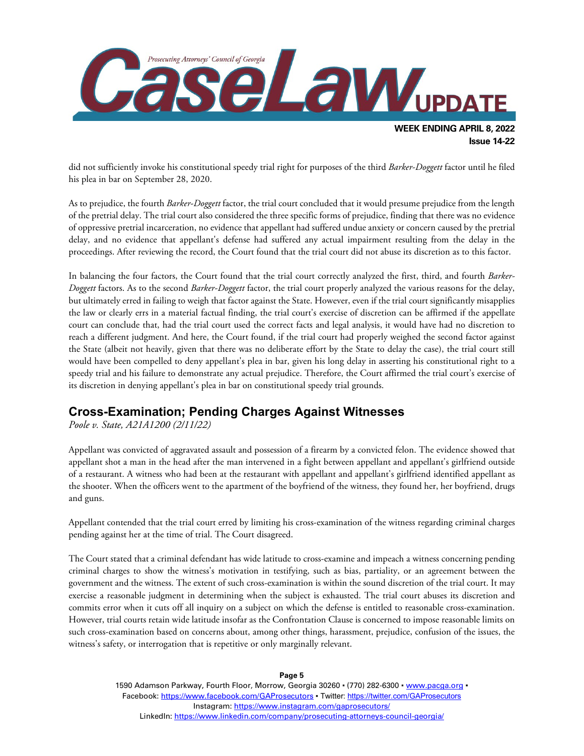did not sufficiently invoke his constitutional speedy trial right for purposes of the third *Barker-Doggett* factor until he filed his plea in bar on September 28, 2020.

As to prejudice, the fourth *Barker-Doggett* factor, the trial court concluded that it would presume prejudice from the length of the pretrial delay. The trial court also considered the three specific forms of prejudice, finding that there was no evidence of oppressive pretrial incarceration, no evidence that appellant had suffered undue anxiety or concern caused by the pretrial delay, and no evidence that appellant's defense had suffered any actual impairment resulting from the delay in the proceedings. After reviewing the record, the Court found that the trial court did not abuse its discretion as to this factor.

In balancing the four factors, the Court found that the trial court correctly analyzed the first, third, and fourth *Barker-Doggett* factors. As to the second *Barker-Doggett* factor, the trial court properly analyzed the various reasons for the delay, but ultimately erred in failing to weigh that factor against the State. However, even if the trial court significantly misapplies the law or clearly errs in a material factual finding, the trial court's exercise of discretion can be affirmed if the appellate court can conclude that, had the trial court used the correct facts and legal analysis, it would have had no discretion to reach a different judgment. And here, the Court found, if the trial court had properly weighed the second factor against the State (albeit not heavily, given that there was no deliberate effort by the State to delay the case), the trial court still would have been compelled to deny appellant's plea in bar, given his long delay in asserting his constitutional right to a speedy trial and his failure to demonstrate any actual prejudice. Therefore, the Court affirmed the trial court's exercise of its discretion in denying appellant's plea in bar on constitutional speedy trial grounds.

## Cross-Examination; Pending Charges Against Witnesses

*Poole v. State, A21A1200 (2/11/22)*

Appellant was convicted of aggravated assault and possession of a firearm by a convicted felon. The evidence showed that appellant shot a man in the head after the man intervened in a fight between appellant and appellant's girlfriend outside of a restaurant. A witness who had been at the restaurant with appellant and appellant's girlfriend identified appellant as the shooter. When the officers went to the apartment of the boyfriend of the witness, they found her, her boyfriend, drugs and guns.

Appellant contended that the trial court erred by limiting his cross-examination of the witness regarding criminal charges pending against her at the time of trial. The Court disagreed.

The Court stated that a criminal defendant has wide latitude to cross-examine and impeach a witness concerning pending criminal charges to show the witness's motivation in testifying, such as bias, partiality, or an agreement between the government and the witness. The extent of such cross-examination is within the sound discretion of the trial court. It may exercise a reasonable judgment in determining when the subject is exhausted. The trial court abuses its discretion and commits error when it cuts off all inquiry on a subject on which the defense is entitled to reasonable cross-examination. However, trial courts retain wide latitude insofar as the Confrontation Clause is concerned to impose reasonable limits on such cross-examination based on concerns about, among other things, harassment, prejudice, confusion of the issues, the witness's safety, or interrogation that is repetitive or only marginally relevant.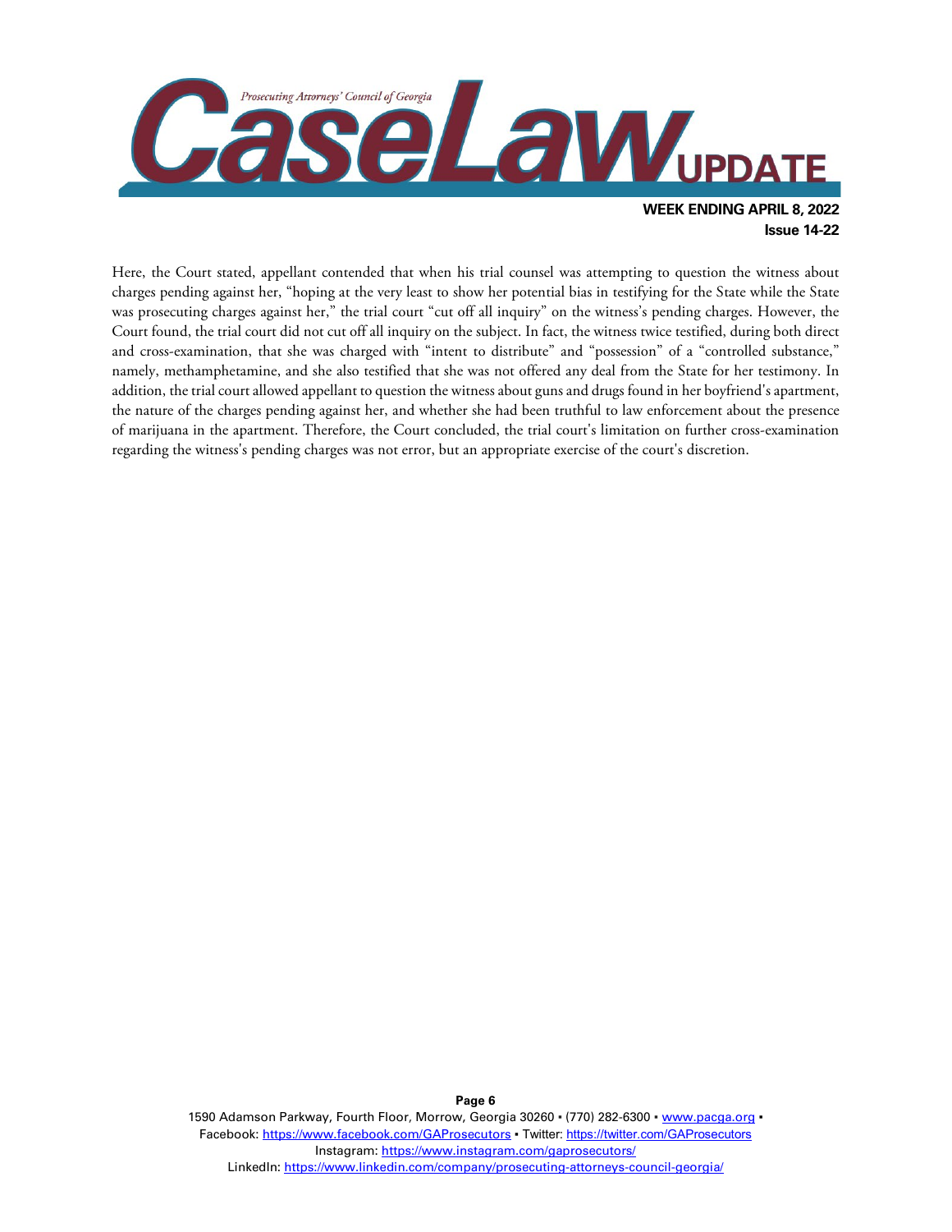Here, the Court stated, appellant contended that when his trial counsel was attempting to question the witness about charges pending against her, "hoping at the very least to show her potential bias in testifying for the State while the State was prosecuting charges against her," the trial court "cut off all inquiry" on the witness's pending charges. However, the Court found, the trial court did not cut off all inquiry on the subject. In fact, the witness twice testified, during both direct and cross-examination, that she was charged with "intent to distribute" and "possession" of a "controlled substance," namely, methamphetamine, and she also testified that she was not offered any deal from the State for her testimony. In addition, the trial court allowed appellant to question the witness about guns and drugs found in her boyfriend's apartment, the nature of the charges pending against her, and whether she had been truthful to law enforcement about the presence of marijuana in the apartment. Therefore, the Court concluded, the trial court's limitation on further cross-examination regarding the witness's pending charges was not error, but an appropriate exercise of the court's discretion.